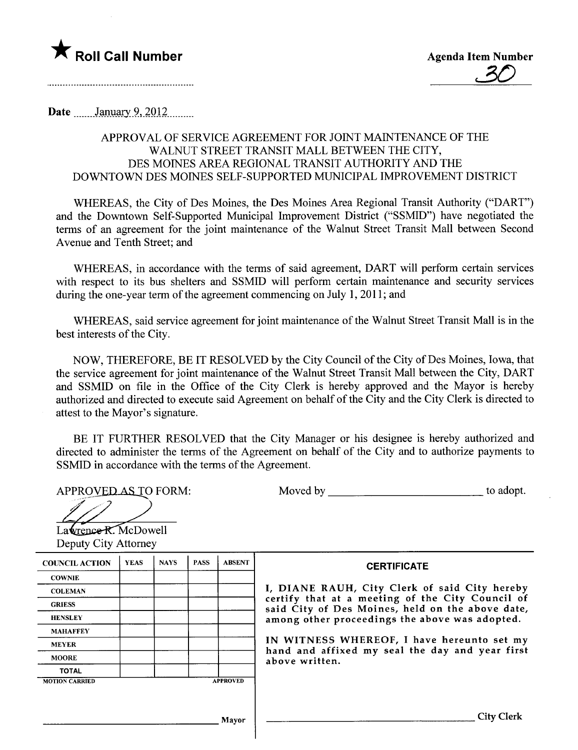★ **Roll Call Number**

..........................................................

**Agenda Item Number**

30

Date ......January 9, 2012.........

APPROVAL OF SERVICE AGREEMENT FOR JOINT MAINTENANCE OF THE WALNUT STREET TRANSIT MALL BETWEEN THE CITY, DES MOINES AREA REGIONAL TRANSIT AUTHORITY AND THE DOWNTOWN DES MOINES SELF-SUPPORTED MUNICIPAL IMPROVEMENT DISTRICT

WHEREAS, the City of Des Moines, the Des Moines Area Regional Transit Authority ("DART") and the Downtown Self-Supported Municipal Improvement District ("SSMID") have negotiated the terms of an agreement for the joint maintenance of the Walnut Street Transit Mall between Second Avenue and Tenth Street; and

WHEREAS, in accordance with the terms of said agreement, DART will perform certain services with respect to its bus shelters and SSMID will perform certain maintenance and security services during the one-year term of the agreement commencing on July 1, 2011; and

WHEREAS, said service agreement for joint maintenance of the Walnut Street Transit Mall is in the best interests of the City.

NOW, THEREFORE, BE IT RESOLVED by the City Council of the City of Des Moines, Iowa, that the service agreement for joint maintenance of the Walnut Street Transit Mall between the City, DART and SSMID on file in the Office of the City Clerk is hereby approved and the Mayor is hereby authorized and directed to execute said Agreement on behalf of the City and the City Clerk is directed to attest to the Mayor's signature.

BE IT FURTHER RESOLVED that the City Manager or his designee is hereby authorized and directed to administer the terms of the Agreement on behalf of the City and to authorize payments to SSMID in accordance with the terms of the Agreement.

APPROVED AS TO FORM:

Lawrence R. McDowell
Deputy City Attorney

Moved by ______________________ to adopt.

| COUNCIL ACTION | YEAS | NAYS | PASS | ABSENT |
|---|---|---|---|---|
| COWNIE | | | | |
| COLEMAN | | | | |
| GRIESS | | | | |
| HENSLEY | | | | |
| MAHAFFEY | | | | |
| MEYER | | | | |
| MOORE | | | | |
| TOTAL | | | | |
| MOTION CARRIED | | | | APPROVED |

______________________ Mayor

**CERTIFICATE**

I, DIANE RAUH, City Clerk of said City hereby certify that at a meeting of the City Council of said City of Des Moines, held on the above date, among other proceedings the above was adopted.

IN WITNESS WHEREOF, I have hereunto set my hand and affixed my seal the day and year first above written.

______________________ City Clerk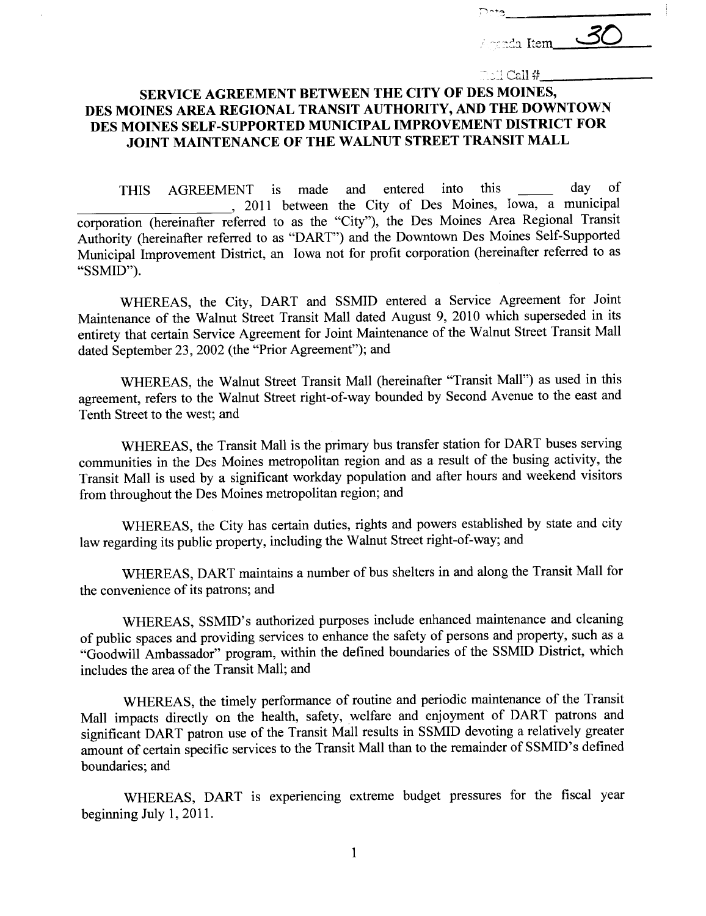Date\_\_\_\_\_\_\_\_\_\_\_\_\_\_\_\_

Agenda Item 30

Roll Call #\_\_\_\_\_\_\_\_\_\_\_\_\_\_\_\_

# SERVICE AGREEMENT BETWEEN THE CITY OF DES MOINES, DES MOINES AREA REGIONAL TRANSIT AUTHORITY, AND THE DOWNTOWN DES MOINES SELF-SUPPORTED MUNICIPAL IMPROVEMENT DISTRICT FOR JOINT MAINTENANCE OF THE WALNUT STREET TRANSIT MALL

THIS AGREEMENT is made and entered into this \_\_\_\_\_ day of \_\_\_\_\_\_\_\_\_\_\_\_\_\_\_\_\_\_\_\_\_\_, 2011 between the City of Des Moines, Iowa, a municipal corporation (hereinafter referred to as the "City"), the Des Moines Area Regional Transit Authority (hereinafter referred to as "DART") and the Downtown Des Moines Self-Supported Municipal Improvement District, an Iowa not for profit corporation (hereinafter referred to as "SSMID").

WHEREAS, the City, DART and SSMID entered a Service Agreement for Joint Maintenance of the Walnut Street Transit Mall dated August 9, 2010 which superseded in its entirety that certain Service Agreement for Joint Maintenance of the Walnut Street Transit Mall dated September 23, 2002 (the "Prior Agreement"); and

WHEREAS, the Walnut Street Transit Mall (hereinafter "Transit Mall") as used in this agreement, refers to the Walnut Street right-of-way bounded by Second Avenue to the east and Tenth Street to the west; and

WHEREAS, the Transit Mall is the primary bus transfer station for DART buses serving communities in the Des Moines metropolitan region and as a result of the busing activity, the Transit Mall is used by a significant workday population and after hours and weekend visitors from throughout the Des Moines metropolitan region; and

WHEREAS, the City has certain duties, rights and powers established by state and city law regarding its public property, including the Walnut Street right-of-way; and

WHEREAS, DART maintains a number of bus shelters in and along the Transit Mall for the convenience of its patrons; and

WHEREAS, SSMID's authorized purposes include enhanced maintenance and cleaning of public spaces and providing services to enhance the safety of persons and property, such as a "Goodwill Ambassador" program, within the defined boundaries of the SSMID District, which includes the area of the Transit Mall; and

WHEREAS, the timely performance of routine and periodic maintenance of the Transit Mall impacts directly on the health, safety, welfare and enjoyment of DART patrons and significant DART patron use of the Transit Mall results in SSMID devoting a relatively greater amount of certain specific services to the Transit Mall than to the remainder of SSMID's defined boundaries; and

WHEREAS, DART is experiencing extreme budget pressures for the fiscal year beginning July 1, 2011.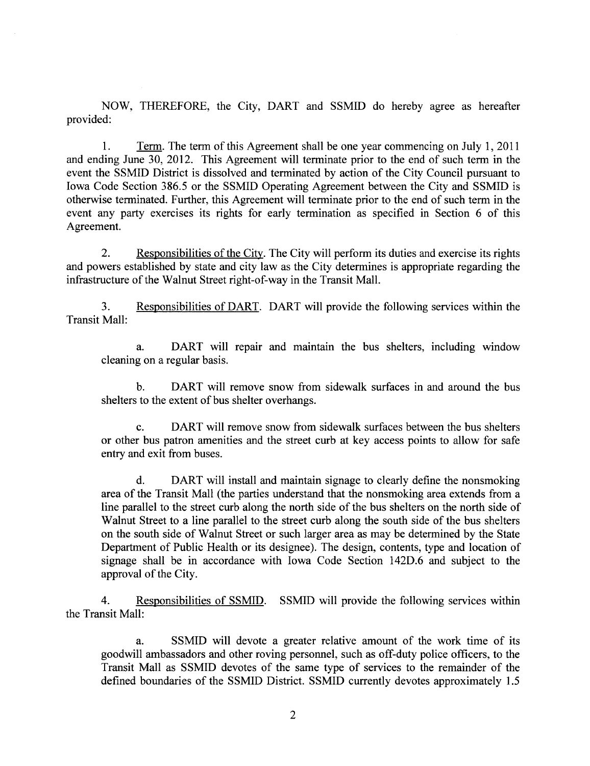NOW, THEREFORE, the City, DART and SSMID do hereby agree as hereafter provided:

1. <u>Term</u>. The term of this Agreement shall be one year commencing on July 1, 2011 and ending June 30, 2012. This Agreement will terminate prior to the end of such term in the event the SSMID District is dissolved and terminated by action of the City Council pursuant to Iowa Code Section 386.5 or the SSMID Operating Agreement between the City and SSMID is otherwise terminated. Further, this Agreement will terminate prior to the end of such term in the event any party exercises its rights for early termination as specified in Section 6 of this Agreement.

2. <u>Responsibilities of the City</u>. The City will perform its duties and exercise its rights and powers established by state and city law as the City determines is appropriate regarding the infrastructure of the Walnut Street right-of-way in the Transit Mall.

3. <u>Responsibilities of DART</u>. DART will provide the following services within the Transit Mall:

a. DART will repair and maintain the bus shelters, including window cleaning on a regular basis.

b. DART will remove snow from sidewalk surfaces in and around the bus shelters to the extent of bus shelter overhangs.

c. DART will remove snow from sidewalk surfaces between the bus shelters or other bus patron amenities and the street curb at key access points to allow for safe entry and exit from buses.

d. DART will install and maintain signage to clearly define the nonsmoking area of the Transit Mall (the parties understand that the nonsmoking area extends from a line parallel to the street curb along the north side of the bus shelters on the north side of Walnut Street to a line parallel to the street curb along the south side of the bus shelters on the south side of Walnut Street or such larger area as may be determined by the State Department of Public Health or its designee). The design, contents, type and location of signage shall be in accordance with Iowa Code Section 142D.6 and subject to the approval of the City.

4. <u>Responsibilities of SSMID</u>. SSMID will provide the following services within the Transit Mall:

a. SSMID will devote a greater relative amount of the work time of its goodwill ambassadors and other roving personnel, such as off-duty police officers, to the Transit Mall as SSMID devotes of the same type of services to the remainder of the defined boundaries of the SSMID District. SSMID currently devotes approximately 1.5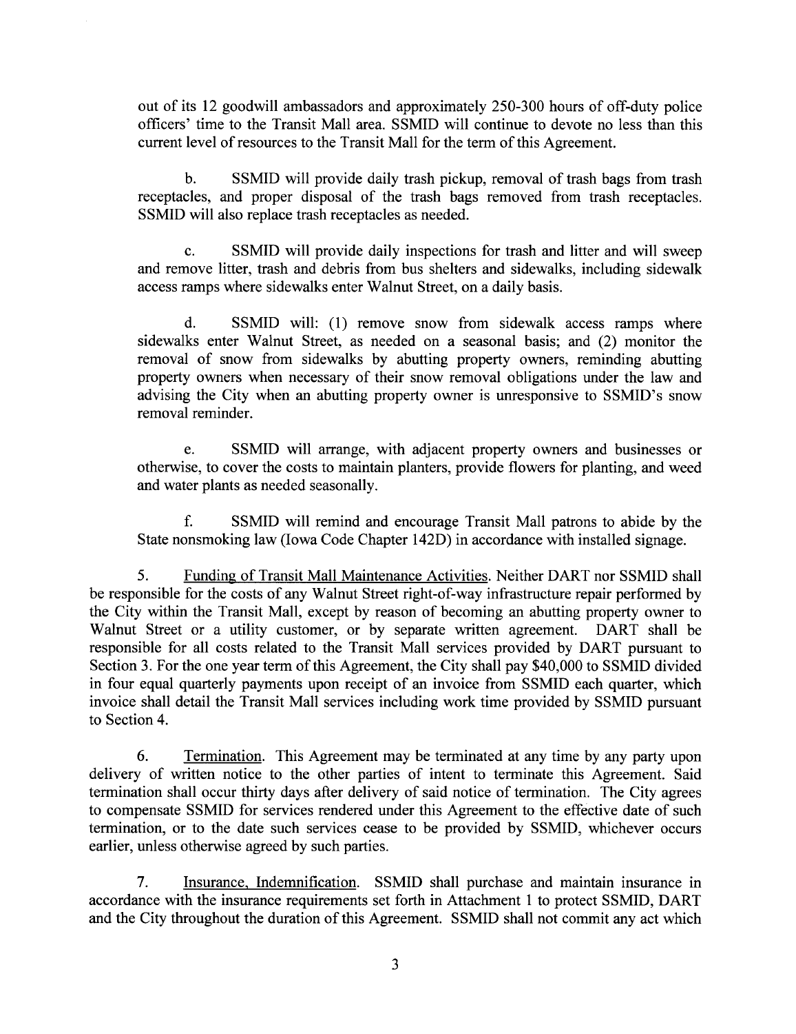out of its 12 goodwill ambassadors and approximately 250-300 hours of off-duty police officers' time to the Transit Mall area. SSMID will continue to devote no less than this current level of resources to the Transit Mall for the term of this Agreement.

b. SSMID will provide daily trash pickup, removal of trash bags from trash receptacles, and proper disposal of the trash bags removed from trash receptacles. SSMID will also replace trash receptacles as needed.

c. SSMID will provide daily inspections for trash and litter and will sweep and remove litter, trash and debris from bus shelters and sidewalks, including sidewalk access ramps where sidewalks enter Walnut Street, on a daily basis.

d. SSMID will: (1) remove snow from sidewalk access ramps where sidewalks enter Walnut Street, as needed on a seasonal basis; and (2) monitor the removal of snow from sidewalks by abutting property owners, reminding abutting property owners when necessary of their snow removal obligations under the law and advising the City when an abutting property owner is unresponsive to SSMID's snow removal reminder.

e. SSMID will arrange, with adjacent property owners and businesses or otherwise, to cover the costs to maintain planters, provide flowers for planting, and weed and water plants as needed seasonally.

f. SSMID will remind and encourage Transit Mall patrons to abide by the State nonsmoking law (Iowa Code Chapter 142D) in accordance with installed signage.

5. Funding of Transit Mall Maintenance Activities. Neither DART nor SSMID shall be responsible for the costs of any Walnut Street right-of-way infrastructure repair performed by the City within the Transit Mall, except by reason of becoming an abutting property owner to Walnut Street or a utility customer, or by separate written agreement. DART shall be responsible for all costs related to the Transit Mall services provided by DART pursuant to Section 3. For the one year term of this Agreement, the City shall pay $40,000 to SSMID divided in four equal quarterly payments upon receipt of an invoice from SSMID each quarter, which invoice shall detail the Transit Mall services including work time provided by SSMID pursuant to Section 4.

6. Termination. This Agreement may be terminated at any time by any party upon delivery of written notice to the other parties of intent to terminate this Agreement. Said termination shall occur thirty days after delivery of said notice of termination. The City agrees to compensate SSMID for services rendered under this Agreement to the effective date of such termination, or to the date such services cease to be provided by SSMID, whichever occurs earlier, unless otherwise agreed by such parties.

7. Insurance, Indemnification. SSMID shall purchase and maintain insurance in accordance with the insurance requirements set forth in Attachment 1 to protect SSMID, DART and the City throughout the duration of this Agreement. SSMID shall not commit any act which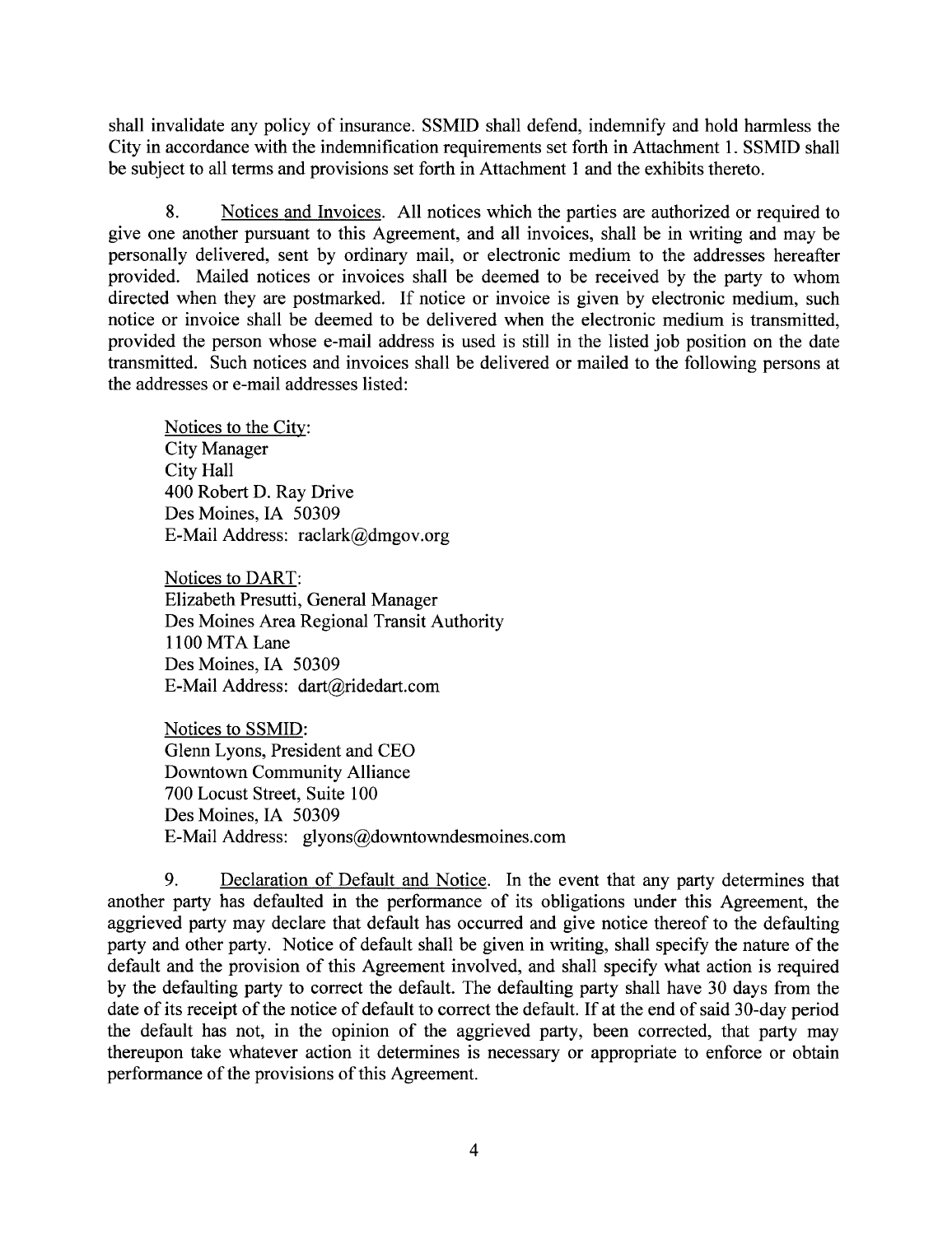shall invalidate any policy of insurance. SSMID shall defend, indemnify and hold harmless the City in accordance with the indemnification requirements set forth in Attachment 1. SSMID shall be subject to all terms and provisions set forth in Attachment 1 and the exhibits thereto.

8. Notices and Invoices. All notices which the parties are authorized or required to give one another pursuant to this Agreement, and all invoices, shall be in writing and may be personally delivered, sent by ordinary mail, or electronic medium to the addresses hereafter provided. Mailed notices or invoices shall be deemed to be received by the party to whom directed when they are postmarked. If notice or invoice is given by electronic medium, such notice or invoice shall be deemed to be delivered when the electronic medium is transmitted, provided the person whose e-mail address is used is still in the listed job position on the date transmitted. Such notices and invoices shall be delivered or mailed to the following persons at the addresses or e-mail addresses listed:

Notices to the City:
City Manager
City Hall
400 Robert D. Ray Drive
Des Moines, IA 50309
E-Mail Address: raclark@dmgov.org

Notices to DART:
Elizabeth Presutti, General Manager
Des Moines Area Regional Transit Authority
1100 MTA Lane
Des Moines, IA 50309
E-Mail Address: dart@ridedart.com

Notices to SSMID:
Glenn Lyons, President and CEO
Downtown Community Alliance
700 Locust Street, Suite 100
Des Moines, IA 50309
E-Mail Address: glyons@downtowndesmoines.com

9. Declaration of Default and Notice. In the event that any party determines that another party has defaulted in the performance of its obligations under this Agreement, the aggrieved party may declare that default has occurred and give notice thereof to the defaulting party and other party. Notice of default shall be given in writing, shall specify the nature of the default and the provision of this Agreement involved, and shall specify what action is required by the defaulting party to correct the default. The defaulting party shall have 30 days from the date of its receipt of the notice of default to correct the default. If at the end of said 30-day period the default has not, in the opinion of the aggrieved party, been corrected, that party may thereupon take whatever action it determines is necessary or appropriate to enforce or obtain performance of the provisions of this Agreement.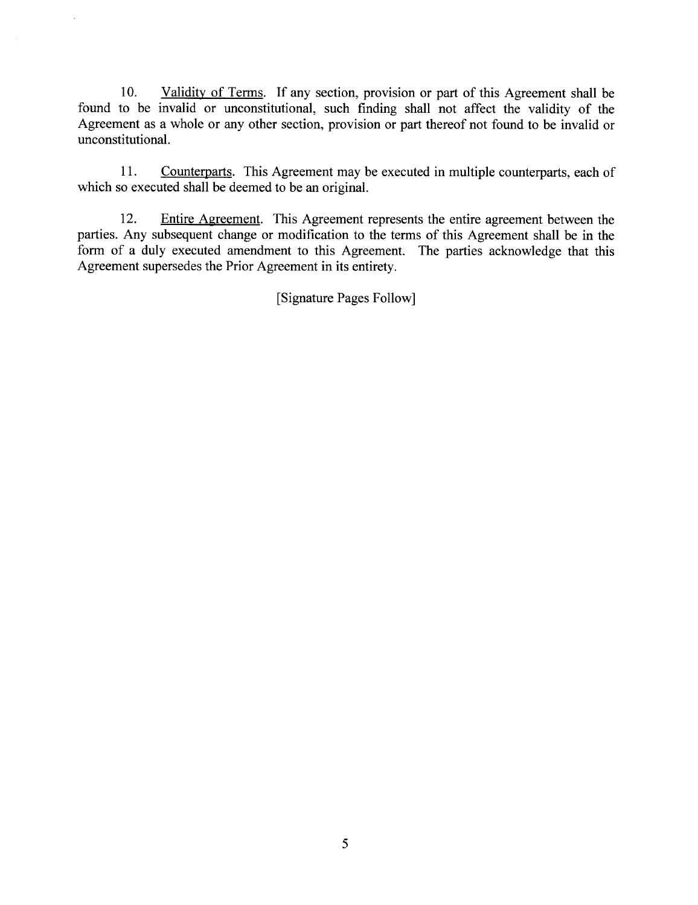10. Validity of Terms. If any section, provision or part of this Agreement shall be found to be invalid or unconstitutional, such finding shall not affect the validity of the Agreement as a whole or any other section, provision or part thereof not found to be invalid or unconstitutional.

11. Counterparts. This Agreement may be executed in multiple counterparts, each of which so executed shall be deemed to be an original.

12. Entire Agreement. This Agreement represents the entire agreement between the parties. Any subsequent change or modification to the terms of this Agreement shall be in the form of a duly executed amendment to this Agreement. The parties acknowledge that this Agreement supersedes the Prior Agreement in its entirety.

[Signature Pages Follow]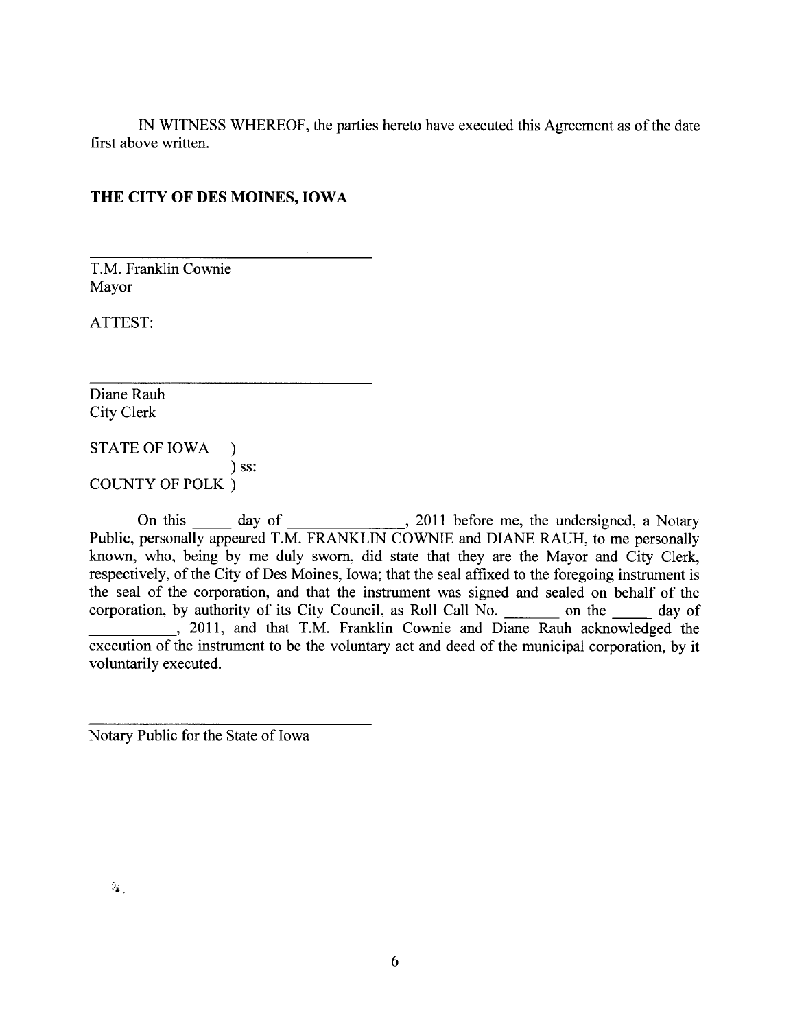IN WITNESS WHEREOF, the parties hereto have executed this Agreement as of the date first above written.

**THE CITY OF DES MOINES, IOWA**

\_\_\_\_\_\_\_\_\_\_\_\_\_\_\_\_\_\_\_\_\_\_\_\_\_\_\_\_\_\_\_\_\_\_\_\_

T.M. Franklin Cownie
Mayor

ATTEST:

\_\_\_\_\_\_\_\_\_\_\_\_\_\_\_\_\_\_\_\_\_\_\_\_\_\_\_\_\_\_\_\_\_\_\_\_

Diane Rauh
City Clerk

STATE OF IOWA )
) ss:
COUNTY OF POLK )

On this _____ day of _______________, 2011 before me, the undersigned, a Notary Public, personally appeared T.M. FRANKLIN COWNIE and DIANE RAUH, to me personally known, who, being by me duly sworn, did state that they are the Mayor and City Clerk, respectively, of the City of Des Moines, Iowa; that the seal affixed to the foregoing instrument is the seal of the corporation, and that the instrument was signed and sealed on behalf of the corporation, by authority of its City Council, as Roll Call No. _______ on the _____ day of ___________, 2011, and that T.M. Franklin Cownie and Diane Rauh acknowledged the execution of the instrument to be the voluntary act and deed of the municipal corporation, by it voluntarily executed.

\_\_\_\_\_\_\_\_\_\_\_\_\_\_\_\_\_\_\_\_\_\_\_\_\_\_\_\_\_\_\_\_\_\_\_\_

Notary Public for the State of Iowa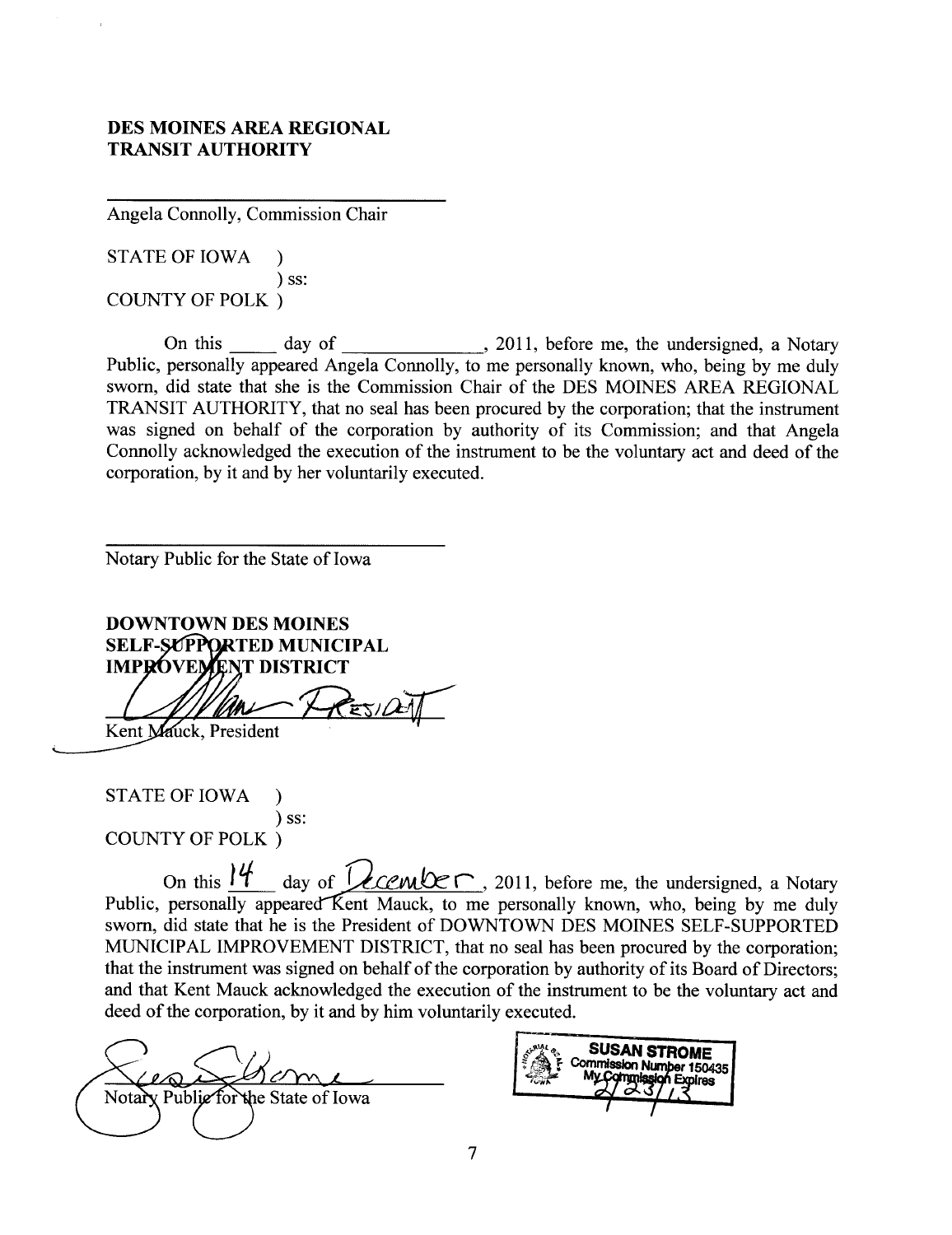**DES MOINES AREA REGIONAL TRANSIT AUTHORITY**

\_\_\_\_\_\_\_\_\_\_\_\_\_\_\_\_\_\_\_\_\_\_\_\_\_\_\_\_\_\_\_\_\_\_\_\_
Angela Connolly, Commission Chair

STATE OF IOWA )
) ss:
COUNTY OF POLK )

On this \_\_\_\_\_ day of \_\_\_\_\_\_\_\_\_\_\_\_\_\_, 2011, before me, the undersigned, a Notary Public, personally appeared Angela Connolly, to me personally known, who, being by me duly sworn, did state that she is the Commission Chair of the DES MOINES AREA REGIONAL TRANSIT AUTHORITY, that no seal has been procured by the corporation; that the instrument was signed on behalf of the corporation by authority of its Commission; and that Angela Connolly acknowledged the execution of the instrument to be the voluntary act and deed of the corporation, by it and by her voluntarily executed.

\_\_\_\_\_\_\_\_\_\_\_\_\_\_\_\_\_\_\_\_\_\_\_\_\_\_\_\_\_\_\_\_\_\_\_\_
Notary Public for the State of Iowa

**DOWNTOWN DES MOINES SELF-SUPPORTED MUNICIPAL IMPROVEMENT DISTRICT**

[Signature] President
Kent Mauck, President

STATE OF IOWA )
) ss:
COUNTY OF POLK )

On this 14 day of December, 2011, before me, the undersigned, a Notary Public, personally appeared Kent Mauck, to me personally known, who, being by me duly sworn, did state that he is the President of DOWNTOWN DES MOINES SELF-SUPPORTED MUNICIPAL IMPROVEMENT DISTRICT, that no seal has been procured by the corporation; that the instrument was signed on behalf of the corporation by authority of its Board of Directors; and that Kent Mauck acknowledged the execution of the instrument to be the voluntary act and deed of the corporation, by it and by him voluntarily executed.

[Signature]
Notary Public for the State of Iowa

SUSAN STROME
Commission Number 150435
My Commission Expires
2/23/13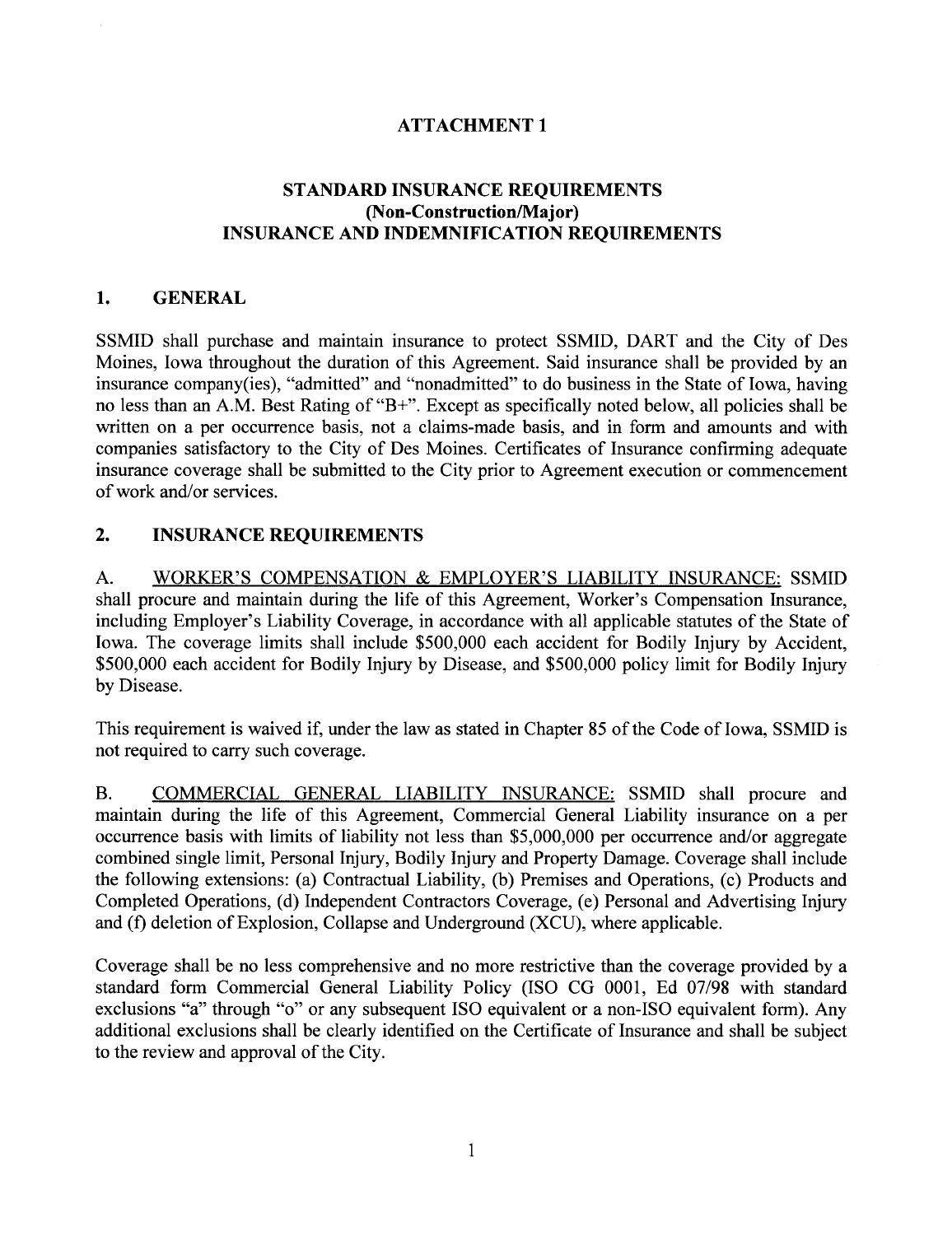# ATTACHMENT 1

## STANDARD INSURANCE REQUIREMENTS (Non-Construction/Major) INSURANCE AND INDEMNIFICATION REQUIREMENTS

### 1. GENERAL

SSMID shall purchase and maintain insurance to protect SSMID, DART and the City of Des Moines, Iowa throughout the duration of this Agreement. Said insurance shall be provided by an insurance company(ies), "admitted" and "nonadmitted" to do business in the State of Iowa, having no less than an A.M. Best Rating of "B+". Except as specifically noted below, all policies shall be written on a per occurrence basis, not a claims-made basis, and in form and amounts and with companies satisfactory to the City of Des Moines. Certificates of Insurance confirming adequate insurance coverage shall be submitted to the City prior to Agreement execution or commencement of work and/or services.

### 2. INSURANCE REQUIREMENTS

A. WORKER'S COMPENSATION & EMPLOYER'S LIABILITY INSURANCE: SSMID shall procure and maintain during the life of this Agreement, Worker's Compensation Insurance, including Employer's Liability Coverage, in accordance with all applicable statutes of the State of Iowa. The coverage limits shall include $500,000 each accident for Bodily Injury by Accident, $500,000 each accident for Bodily Injury by Disease, and $500,000 policy limit for Bodily Injury by Disease.

This requirement is waived if, under the law as stated in Chapter 85 of the Code of Iowa, SSMID is not required to carry such coverage.

B. COMMERCIAL GENERAL LIABILITY INSURANCE: SSMID shall procure and maintain during the life of this Agreement, Commercial General Liability insurance on a per occurrence basis with limits of liability not less than $5,000,000 per occurrence and/or aggregate combined single limit, Personal Injury, Bodily Injury and Property Damage. Coverage shall include the following extensions: (a) Contractual Liability, (b) Premises and Operations, (c) Products and Completed Operations, (d) Independent Contractors Coverage, (e) Personal and Advertising Injury and (f) deletion of Explosion, Collapse and Underground (XCU), where applicable.

Coverage shall be no less comprehensive and no more restrictive than the coverage provided by a standard form Commercial General Liability Policy (ISO CG 0001, Ed 07/98 with standard exclusions "a" through "o" or any subsequent ISO equivalent or a non-ISO equivalent form). Any additional exclusions shall be clearly identified on the Certificate of Insurance and shall be subject to the review and approval of the City.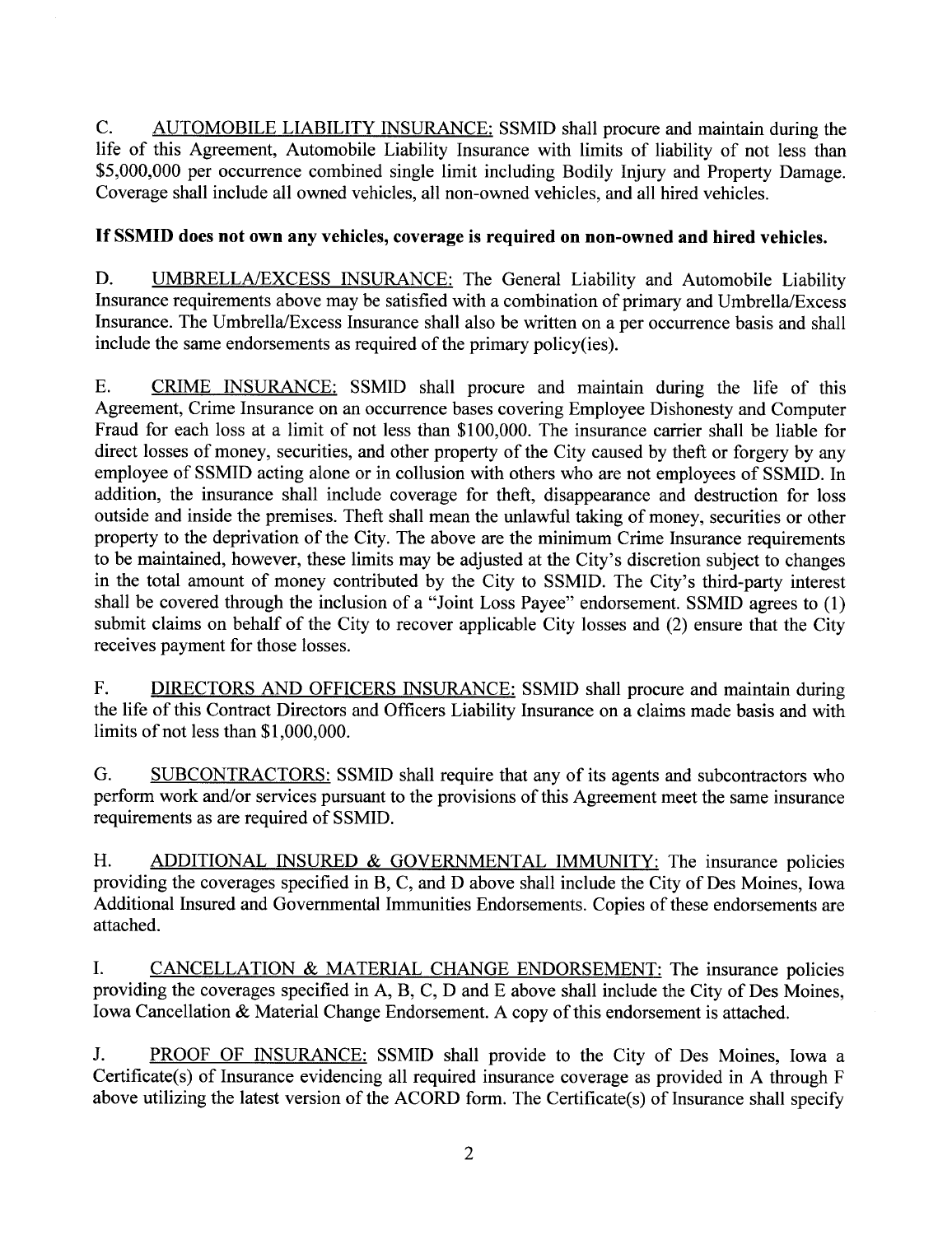C. <u>AUTOMOBILE LIABILITY INSURANCE:</u> SSMID shall procure and maintain during the life of this Agreement, Automobile Liability Insurance with limits of liability of not less than $5,000,000 per occurrence combined single limit including Bodily Injury and Property Damage. Coverage shall include all owned vehicles, all non-owned vehicles, and all hired vehicles.

**If SSMID does not own any vehicles, coverage is required on non-owned and hired vehicles.**

D. <u>UMBRELLA/EXCESS INSURANCE:</u> The General Liability and Automobile Liability Insurance requirements above may be satisfied with a combination of primary and Umbrella/Excess Insurance. The Umbrella/Excess Insurance shall also be written on a per occurrence basis and shall include the same endorsements as required of the primary policy(ies).

E. <u>CRIME INSURANCE:</u> SSMID shall procure and maintain during the life of this Agreement, Crime Insurance on an occurrence bases covering Employee Dishonesty and Computer Fraud for each loss at a limit of not less than $100,000. The insurance carrier shall be liable for direct losses of money, securities, and other property of the City caused by theft or forgery by any employee of SSMID acting alone or in collusion with others who are not employees of SSMID. In addition, the insurance shall include coverage for theft, disappearance and destruction for loss outside and inside the premises. Theft shall mean the unlawful taking of money, securities or other property to the deprivation of the City. The above are the minimum Crime Insurance requirements to be maintained, however, these limits may be adjusted at the City's discretion subject to changes in the total amount of money contributed by the City to SSMID. The City's third-party interest shall be covered through the inclusion of a "Joint Loss Payee" endorsement. SSMID agrees to (1) submit claims on behalf of the City to recover applicable City losses and (2) ensure that the City receives payment for those losses.

F. <u>DIRECTORS AND OFFICERS INSURANCE:</u> SSMID shall procure and maintain during the life of this Contract Directors and Officers Liability Insurance on a claims made basis and with limits of not less than $1,000,000.

G. <u>SUBCONTRACTORS:</u> SSMID shall require that any of its agents and subcontractors who perform work and/or services pursuant to the provisions of this Agreement meet the same insurance requirements as are required of SSMID.

H. <u>ADDITIONAL INSURED & GOVERNMENTAL IMMUNITY:</u> The insurance policies providing the coverages specified in B, C, and D above shall include the City of Des Moines, Iowa Additional Insured and Governmental Immunities Endorsements. Copies of these endorsements are attached.

I. <u>CANCELLATION & MATERIAL CHANGE ENDORSEMENT:</u> The insurance policies providing the coverages specified in A, B, C, D and E above shall include the City of Des Moines, Iowa Cancellation & Material Change Endorsement. A copy of this endorsement is attached.

J. <u>PROOF OF INSURANCE:</u> SSMID shall provide to the City of Des Moines, Iowa a Certificate(s) of Insurance evidencing all required insurance coverage as provided in A through F above utilizing the latest version of the ACORD form. The Certificate(s) of Insurance shall specify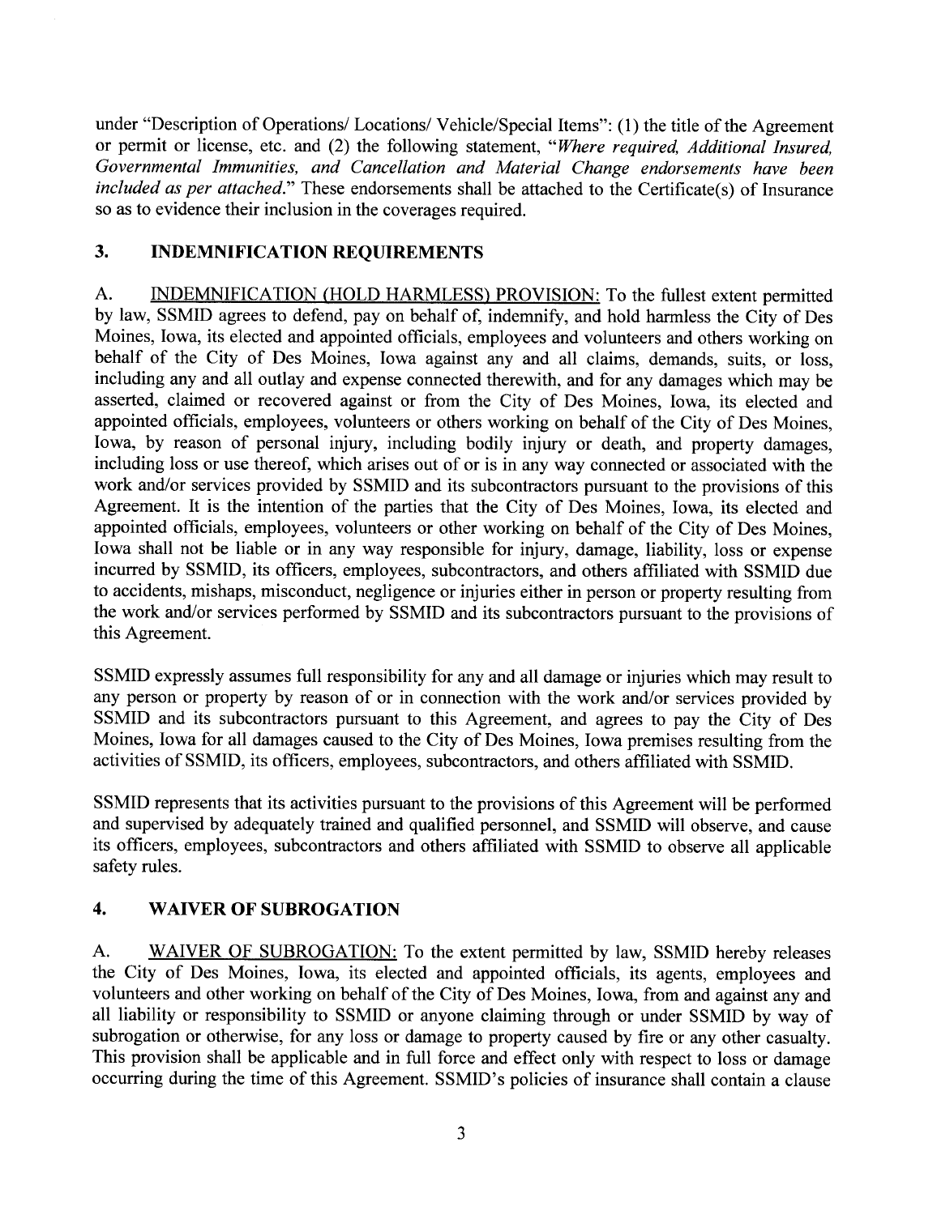under "Description of Operations/ Locations/ Vehicle/Special Items": (1) the title of the Agreement or permit or license, etc. and (2) the following statement, "*Where required, Additional Insured, Governmental Immunities, and Cancellation and Material Change endorsements have been included as per attached.*" These endorsements shall be attached to the Certificate(s) of Insurance so as to evidence their inclusion in the coverages required.

## 3. INDEMNIFICATION REQUIREMENTS

A. <u>INDEMNIFICATION (HOLD HARMLESS) PROVISION:</u> To the fullest extent permitted by law, SSMID agrees to defend, pay on behalf of, indemnify, and hold harmless the City of Des Moines, Iowa, its elected and appointed officials, employees and volunteers and others working on behalf of the City of Des Moines, Iowa against any and all claims, demands, suits, or loss, including any and all outlay and expense connected therewith, and for any damages which may be asserted, claimed or recovered against or from the City of Des Moines, Iowa, its elected and appointed officials, employees, volunteers or others working on behalf of the City of Des Moines, Iowa, by reason of personal injury, including bodily injury or death, and property damages, including loss or use thereof, which arises out of or is in any way connected or associated with the work and/or services provided by SSMID and its subcontractors pursuant to the provisions of this Agreement. It is the intention of the parties that the City of Des Moines, Iowa, its elected and appointed officials, employees, volunteers or other working on behalf of the City of Des Moines, Iowa shall not be liable or in any way responsible for injury, damage, liability, loss or expense incurred by SSMID, its officers, employees, subcontractors, and others affiliated with SSMID due to accidents, mishaps, misconduct, negligence or injuries either in person or property resulting from the work and/or services performed by SSMID and its subcontractors pursuant to the provisions of this Agreement.

SSMID expressly assumes full responsibility for any and all damage or injuries which may result to any person or property by reason of or in connection with the work and/or services provided by SSMID and its subcontractors pursuant to this Agreement, and agrees to pay the City of Des Moines, Iowa for all damages caused to the City of Des Moines, Iowa premises resulting from the activities of SSMID, its officers, employees, subcontractors, and others affiliated with SSMID.

SSMID represents that its activities pursuant to the provisions of this Agreement will be performed and supervised by adequately trained and qualified personnel, and SSMID will observe, and cause its officers, employees, subcontractors and others affiliated with SSMID to observe all applicable safety rules.

## 4. WAIVER OF SUBROGATION

A. <u>WAIVER OF SUBROGATION:</u> To the extent permitted by law, SSMID hereby releases the City of Des Moines, Iowa, its elected and appointed officials, its agents, employees and volunteers and other working on behalf of the City of Des Moines, Iowa, from and against any and all liability or responsibility to SSMID or anyone claiming through or under SSMID by way of subrogation or otherwise, for any loss or damage to property caused by fire or any other casualty. This provision shall be applicable and in full force and effect only with respect to loss or damage occurring during the time of this Agreement. SSMID's policies of insurance shall contain a clause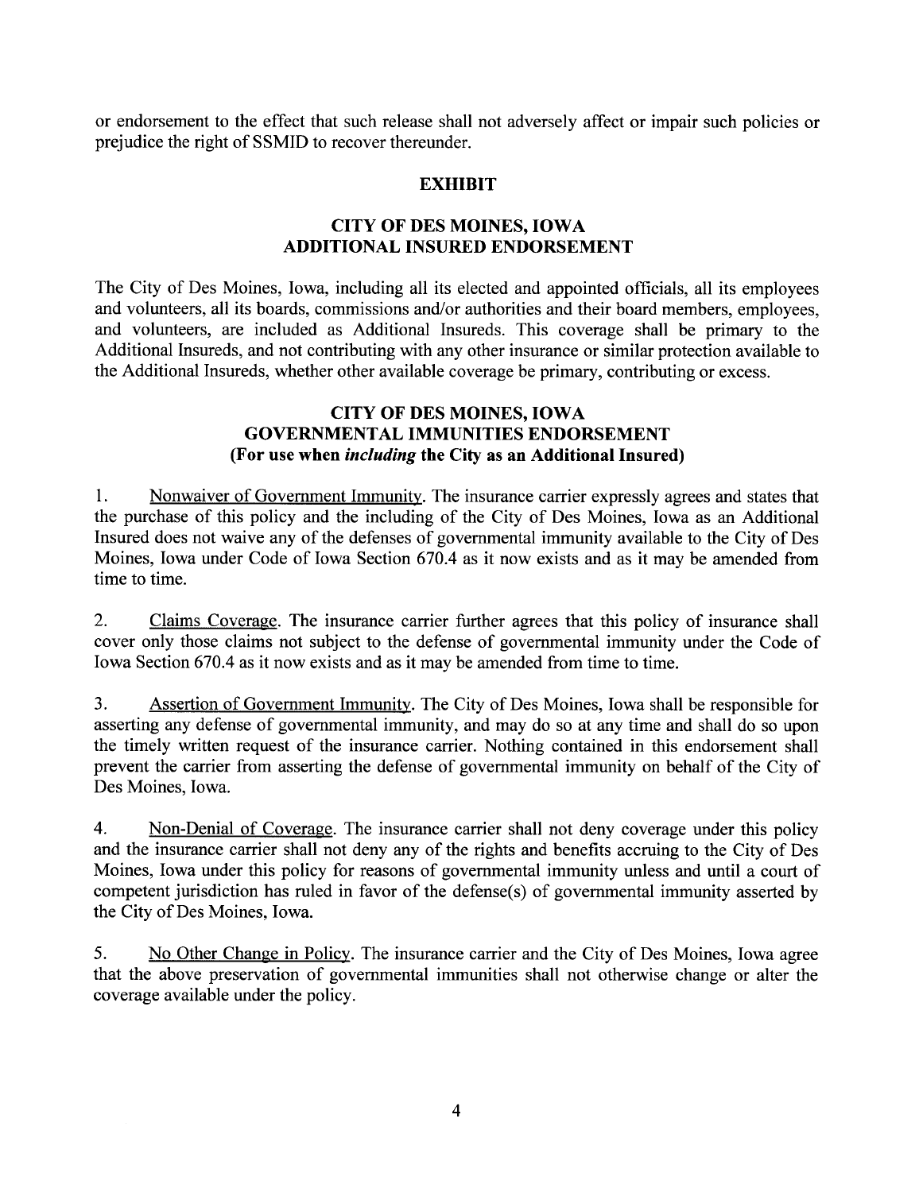or endorsement to the effect that such release shall not adversely affect or impair such policies or prejudice the right of SSMID to recover thereunder.

## EXHIBIT

## CITY OF DES MOINES, IOWA
## ADDITIONAL INSURED ENDORSEMENT

The City of Des Moines, Iowa, including all its elected and appointed officials, all its employees and volunteers, all its boards, commissions and/or authorities and their board members, employees, and volunteers, are included as Additional Insureds. This coverage shall be primary to the Additional Insureds, and not contributing with any other insurance or similar protection available to the Additional Insureds, whether other available coverage be primary, contributing or excess.

## CITY OF DES MOINES, IOWA
## GOVERNMENTAL IMMUNITIES ENDORSEMENT
### (For use when *including* the City as an Additional Insured)

1. Nonwaiver of Government Immunity. The insurance carrier expressly agrees and states that the purchase of this policy and the including of the City of Des Moines, Iowa as an Additional Insured does not waive any of the defenses of governmental immunity available to the City of Des Moines, Iowa under Code of Iowa Section 670.4 as it now exists and as it may be amended from time to time.

2. Claims Coverage. The insurance carrier further agrees that this policy of insurance shall cover only those claims not subject to the defense of governmental immunity under the Code of Iowa Section 670.4 as it now exists and as it may be amended from time to time.

3. Assertion of Government Immunity. The City of Des Moines, Iowa shall be responsible for asserting any defense of governmental immunity, and may do so at any time and shall do so upon the timely written request of the insurance carrier. Nothing contained in this endorsement shall prevent the carrier from asserting the defense of governmental immunity on behalf of the City of Des Moines, Iowa.

4. Non-Denial of Coverage. The insurance carrier shall not deny coverage under this policy and the insurance carrier shall not deny any of the rights and benefits accruing to the City of Des Moines, Iowa under this policy for reasons of governmental immunity unless and until a court of competent jurisdiction has ruled in favor of the defense(s) of governmental immunity asserted by the City of Des Moines, Iowa.

5. No Other Change in Policy. The insurance carrier and the City of Des Moines, Iowa agree that the above preservation of governmental immunities shall not otherwise change or alter the coverage available under the policy.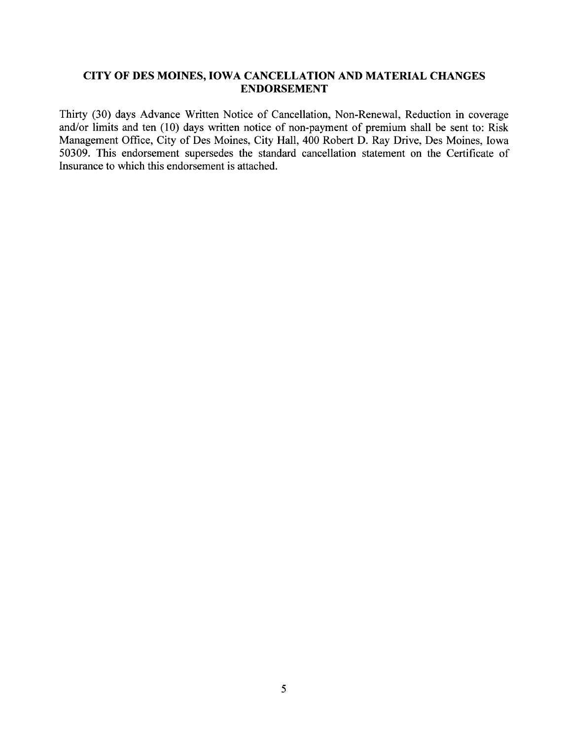## CITY OF DES MOINES, IOWA CANCELLATION AND MATERIAL CHANGES ENDORSEMENT

Thirty (30) days Advance Written Notice of Cancellation, Non-Renewal, Reduction in coverage and/or limits and ten (10) days written notice of non-payment of premium shall be sent to: Risk Management Office, City of Des Moines, City Hall, 400 Robert D. Ray Drive, Des Moines, Iowa 50309. This endorsement supersedes the standard cancellation statement on the Certificate of Insurance to which this endorsement is attached.